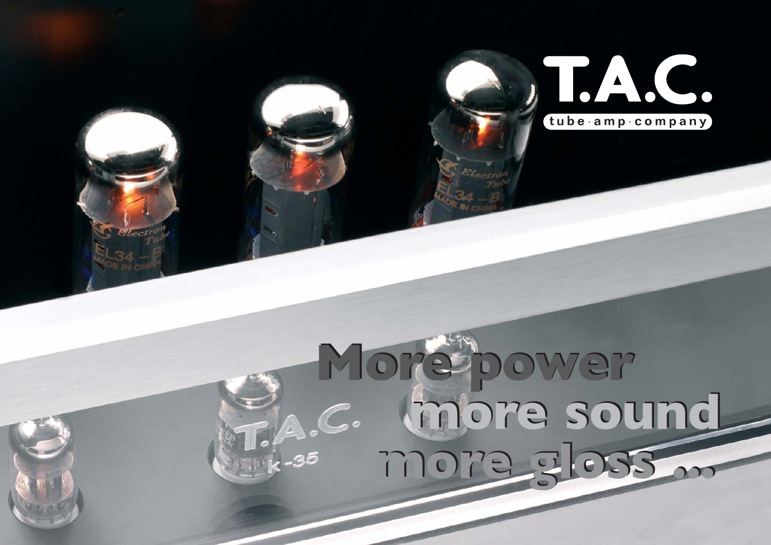# T.A.C.

tube·amp·company

## More power more sound more gloss ...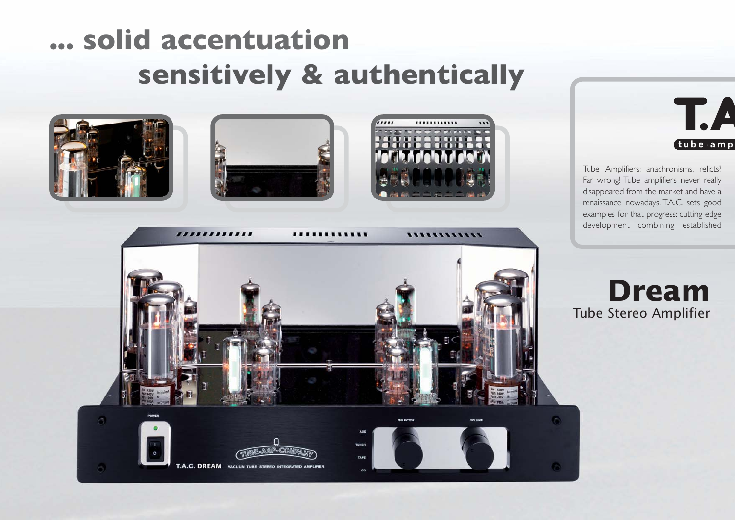# ... solid accentuation sensitively & authentically

**T.A**

tube·amp

Tube Amplifiers: anachronisms, relicts? Far wrong! Tube amplifiers never really disappeared from the market and have a renaissance nowadays. T.A.C. sets good examples for that progress: cutting edge development combining established

## Dream

Tube Stereo Amplifier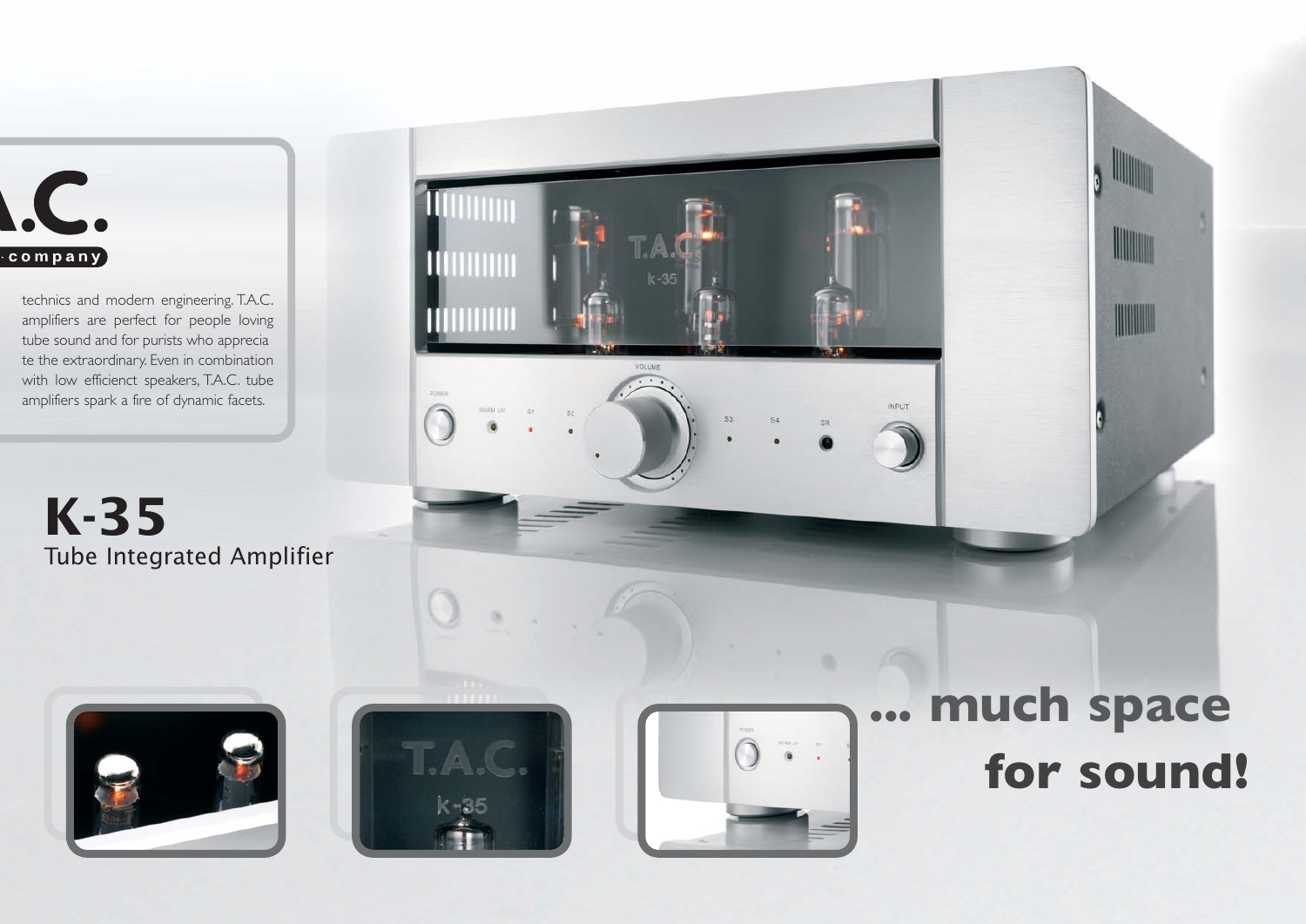# .A.C.

company

technics and modern engineering. T.A.C. amplifiers are perfect for people loving tube sound and for purists who apprecia te the extraordinary. Even in combination with low efficienct speakers, T.A.C. tube amplifiers spark a fire of dynamic facets.

## K-35

Tube Integrated Amplifier

**... much space for sound!**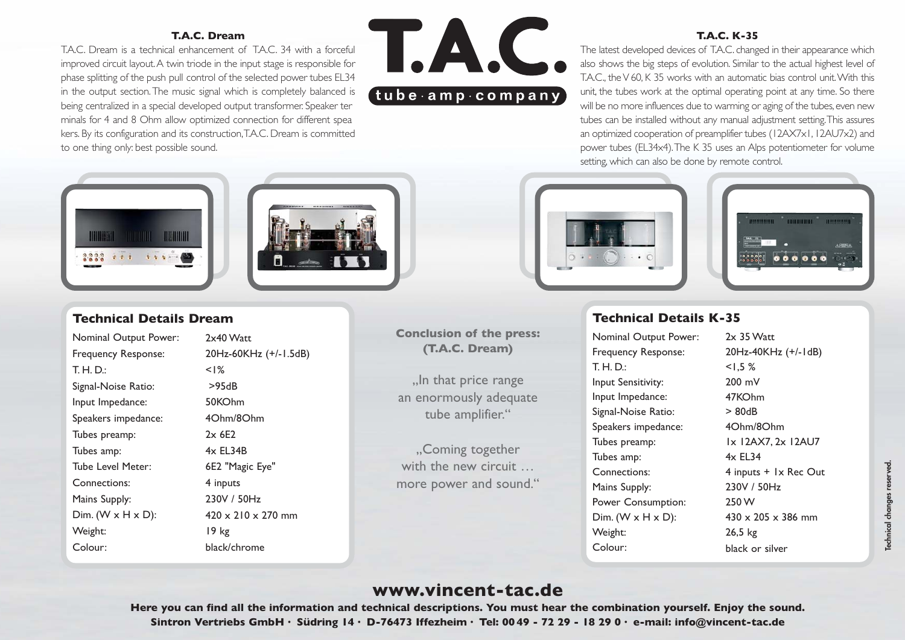T.A.C.

tube · amp · company

## T.A.C. Dream

T.A.C. Dream is a technical enhancement of T.A.C. 34 with a forceful improved circuit layout. A twin triode in the input stage is responsible for phase splitting of the push pull control of the selected power tubes EL34 in the output section. The music signal which is completely balanced is being centralized in a special developed output transformer. Speaker ter minals for 4 and 8 Ohm allow optimized connection for different spea kers. By its configuration and its construction, T.A.C. Dream is committed to one thing only: best possible sound.

### Technical Details Dream

| | |
|---|---|
| Nominal Output Power: | 2x40 Watt |
| Frequency Response: | 20Hz-60KHz (+/-1.5dB) |
| T. H. D.: | <1% |
| Signal-Noise Ratio: | >95dB |
| Input Impedance: | 50KOhm |
| Speakers impedance: | 4Ohm/8Ohm |
| Tubes preamp: | 2x 6E2 |
| Tubes amp: | 4x EL34B |
| Tube Level Meter: | 6E2 "Magic Eye" |
| Connections: | 4 inputs |
| Mains Supply: | 230V / 50Hz |
| Dim. (W x H x D): | 420 x 210 x 270 mm |
| Weight: | 19 kg |
| Colour: | black/chrome |

**Conclusion of the press: (T.A.C. Dream)**

„In that price range an enormously adequate tube amplifier.“

„Coming together with the new circuit … more power and sound.“

## T.A.C. K-35

The latest developed devices of T.A.C. changed in their appearance which also shows the big steps of evolution. Similar to the actual highest level of T.A.C., the V 60, K 35 works with an automatic bias control unit. With this unit, the tubes work at the optimal operating point at any time. So there will be no more influences due to warming or aging of the tubes, even new tubes can be installed without any manual adjustment setting. This assures an optimized cooperation of preamplifier tubes (12AX7x1, 12AU7x2) and power tubes (EL34x4). The K 35 uses an Alps potentiometer for volume setting, which can also be done by remote control.

### Technical Details K-35

| | |
|---|---|
| Nominal Output Power: | 2x 35 Watt |
| Frequency Response: | 20Hz-40KHz (+/-1dB) |
| T. H. D.: | <1,5 % |
| Input Sensitivity: | 200 mV |
| Input Impedance: | 47KOhm |
| Signal-Noise Ratio: | > 80dB |
| Speakers impedance: | 4Ohm/8Ohm |
| Tubes preamp: | 1x 12AX7, 2x 12AU7 |
| Tubes amp: | 4x EL34 |
| Connections: | 4 inputs + 1x Rec Out |
| Mains Supply: | 230V / 50Hz |
| Power Consumption: | 250 W |
| Dim. (W x H x D): | 430 x 205 x 386 mm |
| Weight: | 26,5 kg |
| Colour: | black or silver |

Technical changes reserved.

**www.vincent-tac.de**

**Here you can find all the information and technical descriptions. You must hear the combination yourself. Enjoy the sound.**

**Sintron Vertriebs GmbH · Südring 14 · D-76473 Iffezheim · Tel: 00 49 - 72 29 - 18 29 0 · e-mail: info@vincent-tac.de**